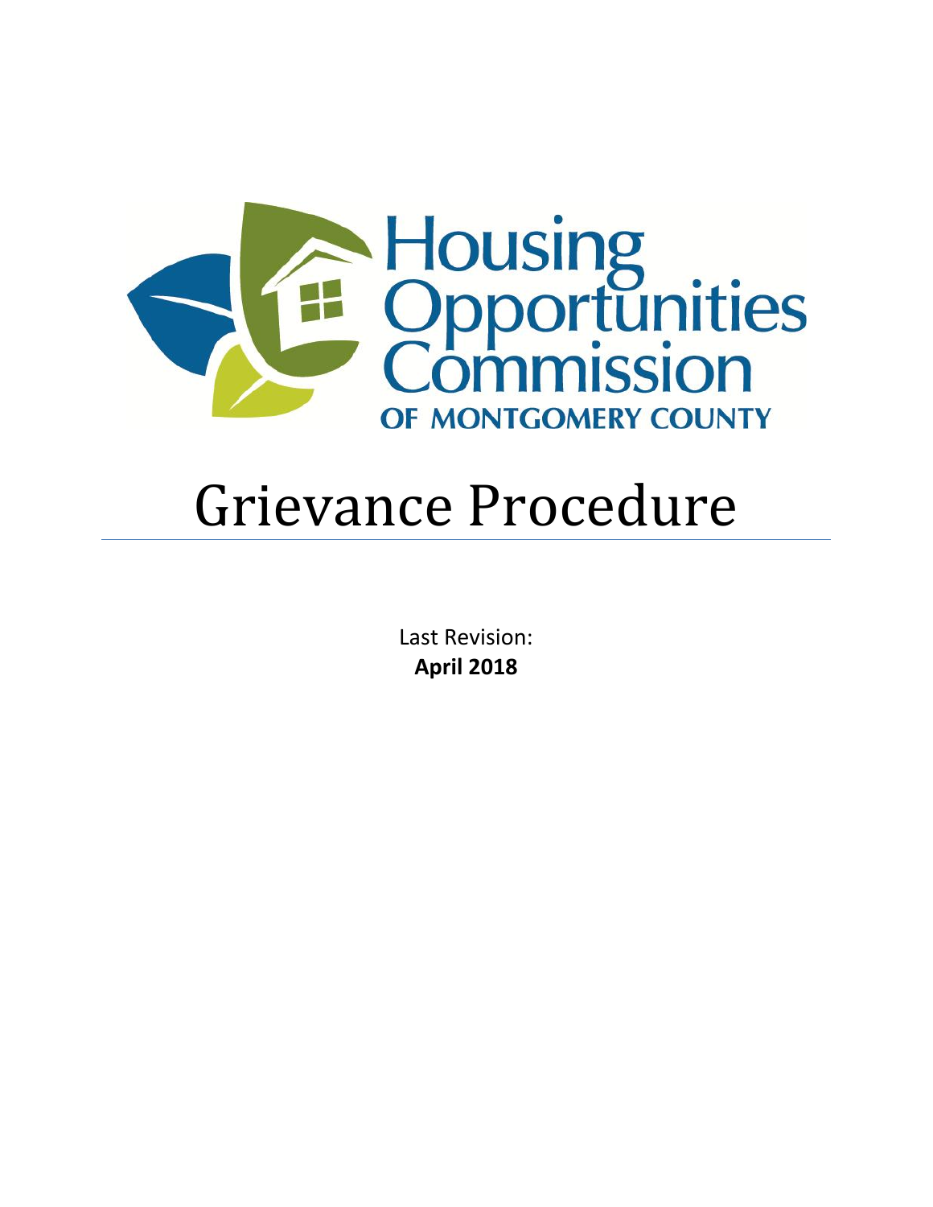Housing Opportunities Commission

OF MONTGOMERY COUNTY

# Grievance Procedure

Last Revision:
**April 2018**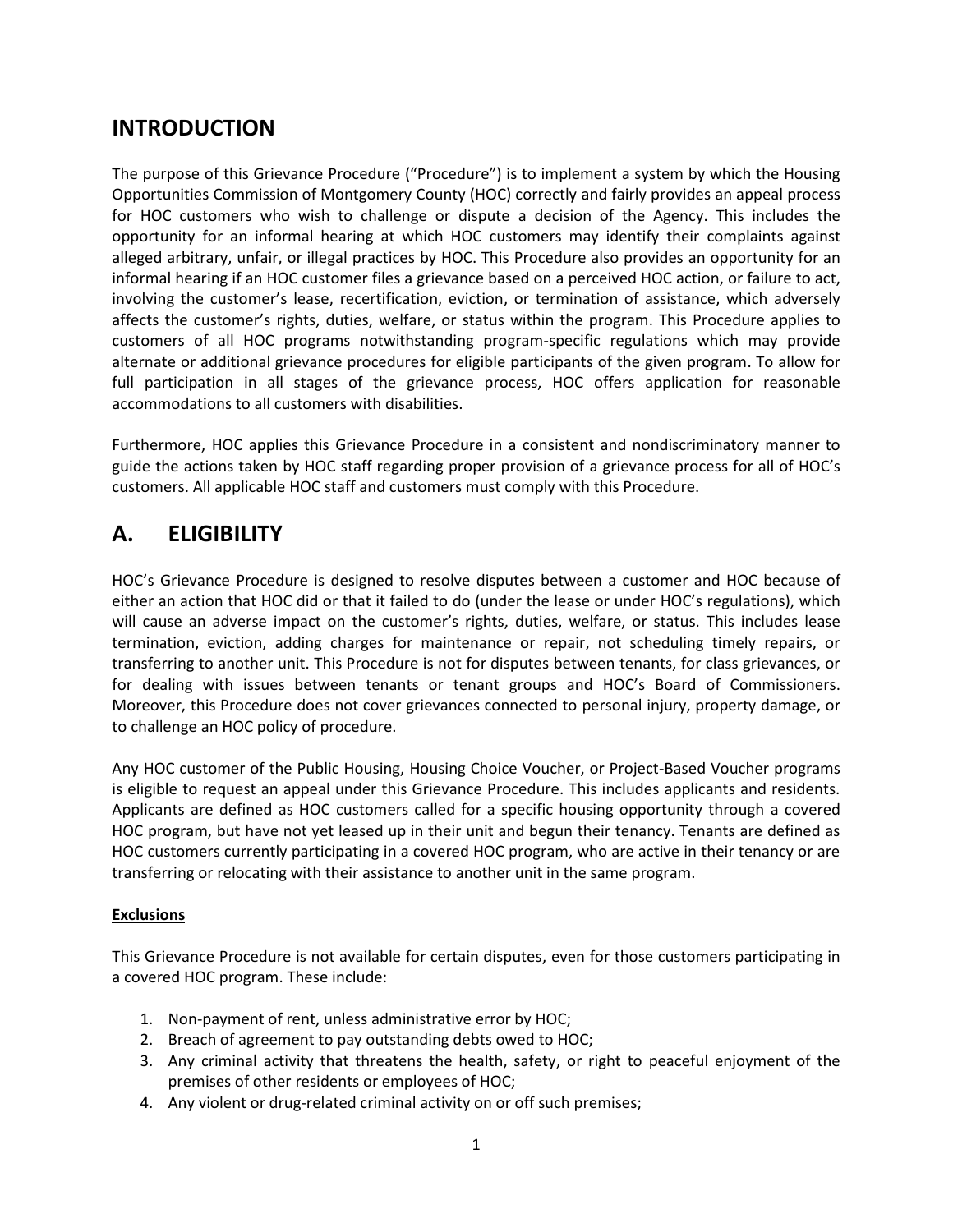## INTRODUCTION

The purpose of this Grievance Procedure ("Procedure") is to implement a system by which the Housing Opportunities Commission of Montgomery County (HOC) correctly and fairly provides an appeal process for HOC customers who wish to challenge or dispute a decision of the Agency. This includes the opportunity for an informal hearing at which HOC customers may identify their complaints against alleged arbitrary, unfair, or illegal practices by HOC. This Procedure also provides an opportunity for an informal hearing if an HOC customer files a grievance based on a perceived HOC action, or failure to act, involving the customer's lease, recertification, eviction, or termination of assistance, which adversely affects the customer's rights, duties, welfare, or status within the program. This Procedure applies to customers of all HOC programs notwithstanding program-specific regulations which may provide alternate or additional grievance procedures for eligible participants of the given program. To allow for full participation in all stages of the grievance process, HOC offers application for reasonable accommodations to all customers with disabilities.

Furthermore, HOC applies this Grievance Procedure in a consistent and nondiscriminatory manner to guide the actions taken by HOC staff regarding proper provision of a grievance process for all of HOC's customers. All applicable HOC staff and customers must comply with this Procedure.

## A. ELIGIBILITY

HOC's Grievance Procedure is designed to resolve disputes between a customer and HOC because of either an action that HOC did or that it failed to do (under the lease or under HOC's regulations), which will cause an adverse impact on the customer's rights, duties, welfare, or status. This includes lease termination, eviction, adding charges for maintenance or repair, not scheduling timely repairs, or transferring to another unit. This Procedure is not for disputes between tenants, for class grievances, or for dealing with issues between tenants or tenant groups and HOC's Board of Commissioners. Moreover, this Procedure does not cover grievances connected to personal injury, property damage, or to challenge an HOC policy of procedure.

Any HOC customer of the Public Housing, Housing Choice Voucher, or Project-Based Voucher programs is eligible to request an appeal under this Grievance Procedure. This includes applicants and residents. Applicants are defined as HOC customers called for a specific housing opportunity through a covered HOC program, but have not yet leased up in their unit and begun their tenancy. Tenants are defined as HOC customers currently participating in a covered HOC program, who are active in their tenancy or are transferring or relocating with their assistance to another unit in the same program.

**Exclusions**

This Grievance Procedure is not available for certain disputes, even for those customers participating in a covered HOC program. These include:

1. Non-payment of rent, unless administrative error by HOC;
2. Breach of agreement to pay outstanding debts owed to HOC;
3. Any criminal activity that threatens the health, safety, or right to peaceful enjoyment of the premises of other residents or employees of HOC;
4. Any violent or drug-related criminal activity on or off such premises;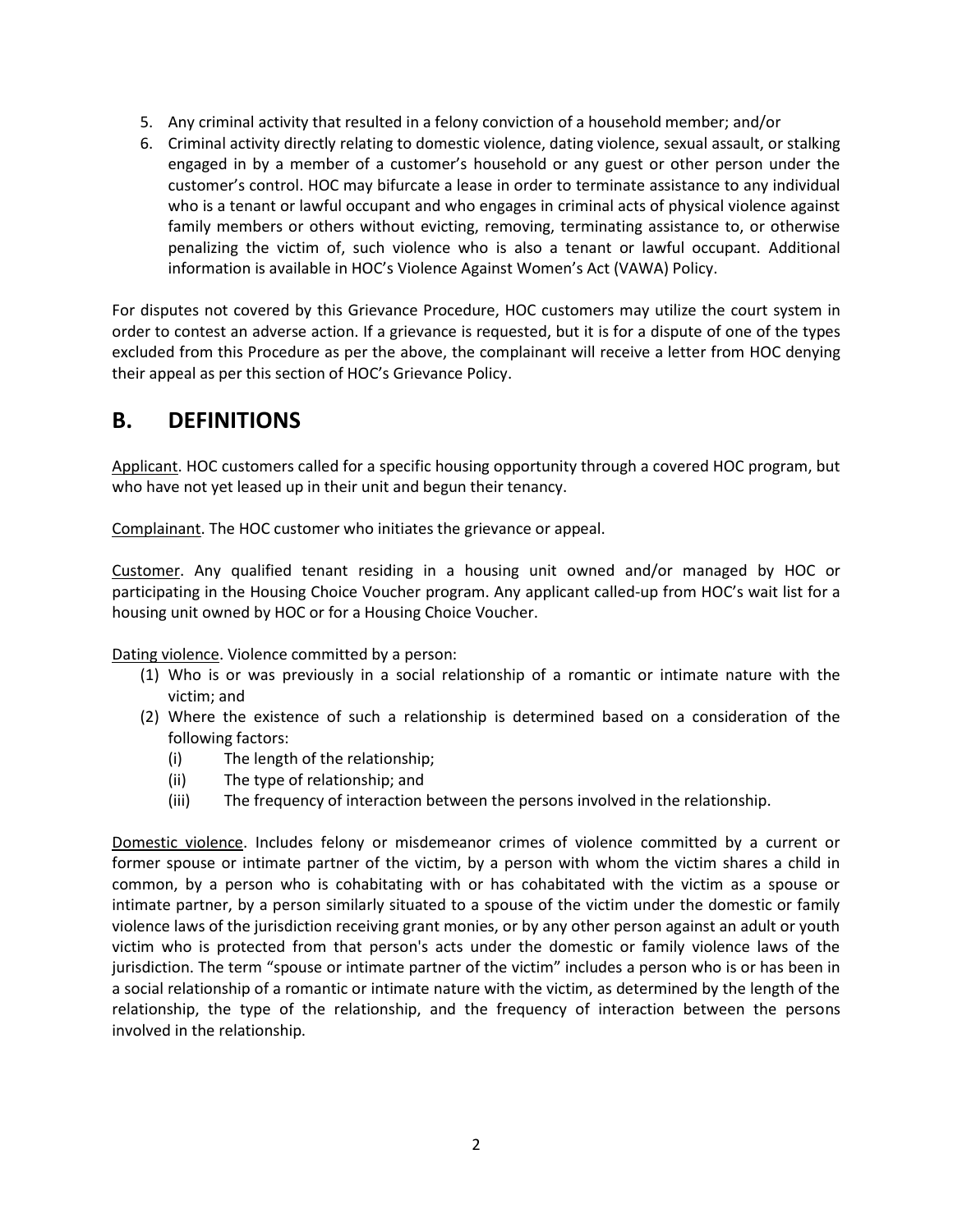5. Any criminal activity that resulted in a felony conviction of a household member; and/or
6. Criminal activity directly relating to domestic violence, dating violence, sexual assault, or stalking engaged in by a member of a customer's household or any guest or other person under the customer's control. HOC may bifurcate a lease in order to terminate assistance to any individual who is a tenant or lawful occupant and who engages in criminal acts of physical violence against family members or others without evicting, removing, terminating assistance to, or otherwise penalizing the victim of, such violence who is also a tenant or lawful occupant. Additional information is available in HOC's Violence Against Women's Act (VAWA) Policy.

For disputes not covered by this Grievance Procedure, HOC customers may utilize the court system in order to contest an adverse action. If a grievance is requested, but it is for a dispute of one of the types excluded from this Procedure as per the above, the complainant will receive a letter from HOC denying their appeal as per this section of HOC's Grievance Policy.

## B. DEFINITIONS

Applicant. HOC customers called for a specific housing opportunity through a covered HOC program, but who have not yet leased up in their unit and begun their tenancy.

Complainant. The HOC customer who initiates the grievance or appeal.

Customer. Any qualified tenant residing in a housing unit owned and/or managed by HOC or participating in the Housing Choice Voucher program. Any applicant called-up from HOC's wait list for a housing unit owned by HOC or for a Housing Choice Voucher.

Dating violence. Violence committed by a person:

(1) Who is or was previously in a social relationship of a romantic or intimate nature with the victim; and
(2) Where the existence of such a relationship is determined based on a consideration of the following factors:
    (i) The length of the relationship;
    (ii) The type of relationship; and
    (iii) The frequency of interaction between the persons involved in the relationship.

Domestic violence. Includes felony or misdemeanor crimes of violence committed by a current or former spouse or intimate partner of the victim, by a person with whom the victim shares a child in common, by a person who is cohabitating with or has cohabitated with the victim as a spouse or intimate partner, by a person similarly situated to a spouse of the victim under the domestic or family violence laws of the jurisdiction receiving grant monies, or by any other person against an adult or youth victim who is protected from that person's acts under the domestic or family violence laws of the jurisdiction. The term "spouse or intimate partner of the victim" includes a person who is or has been in a social relationship of a romantic or intimate nature with the victim, as determined by the length of the relationship, the type of the relationship, and the frequency of interaction between the persons involved in the relationship.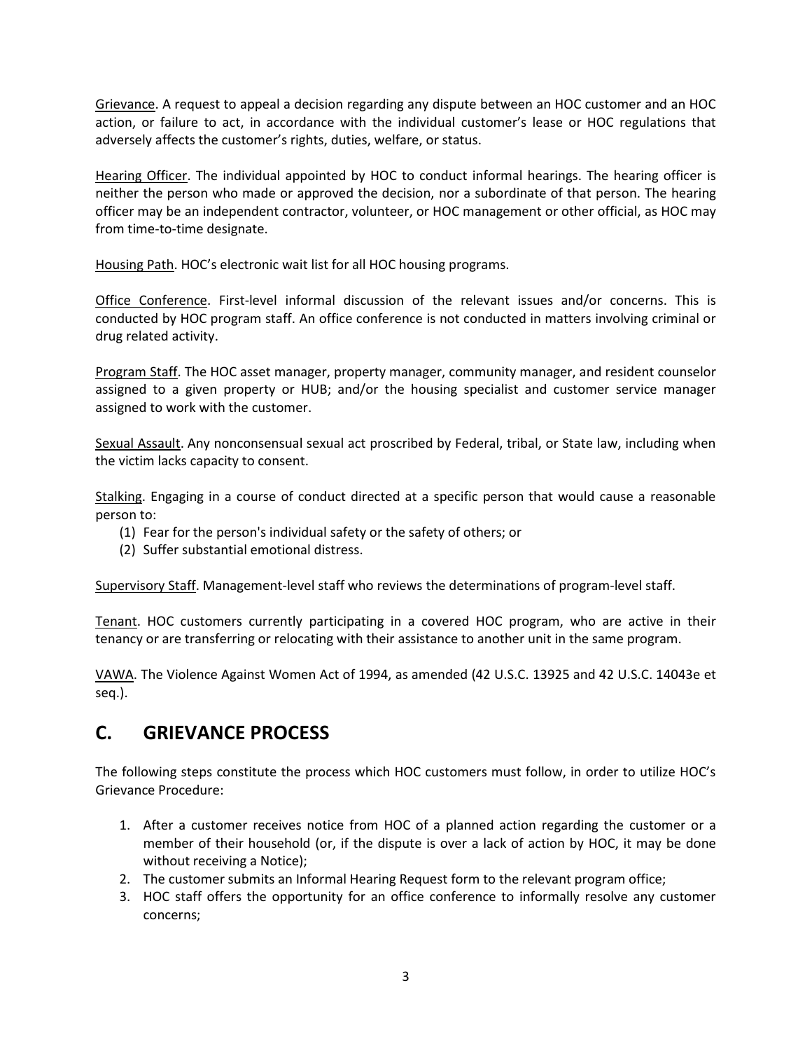Grievance. A request to appeal a decision regarding any dispute between an HOC customer and an HOC action, or failure to act, in accordance with the individual customer's lease or HOC regulations that adversely affects the customer's rights, duties, welfare, or status.

Hearing Officer. The individual appointed by HOC to conduct informal hearings. The hearing officer is neither the person who made or approved the decision, nor a subordinate of that person. The hearing officer may be an independent contractor, volunteer, or HOC management or other official, as HOC may from time-to-time designate.

Housing Path. HOC's electronic wait list for all HOC housing programs.

Office Conference. First-level informal discussion of the relevant issues and/or concerns. This is conducted by HOC program staff. An office conference is not conducted in matters involving criminal or drug related activity.

Program Staff. The HOC asset manager, property manager, community manager, and resident counselor assigned to a given property or HUB; and/or the housing specialist and customer service manager assigned to work with the customer.

Sexual Assault. Any nonconsensual sexual act proscribed by Federal, tribal, or State law, including when the victim lacks capacity to consent.

Stalking. Engaging in a course of conduct directed at a specific person that would cause a reasonable person to:

(1) Fear for the person's individual safety or the safety of others; or
(2) Suffer substantial emotional distress.

Supervisory Staff. Management-level staff who reviews the determinations of program-level staff.

Tenant. HOC customers currently participating in a covered HOC program, who are active in their tenancy or are transferring or relocating with their assistance to another unit in the same program.

VAWA. The Violence Against Women Act of 1994, as amended (42 U.S.C. 13925 and 42 U.S.C. 14043e et seq.).

## C. GRIEVANCE PROCESS

The following steps constitute the process which HOC customers must follow, in order to utilize HOC's Grievance Procedure:

1. After a customer receives notice from HOC of a planned action regarding the customer or a member of their household (or, if the dispute is over a lack of action by HOC, it may be done without receiving a Notice);
2. The customer submits an Informal Hearing Request form to the relevant program office;
3. HOC staff offers the opportunity for an office conference to informally resolve any customer concerns;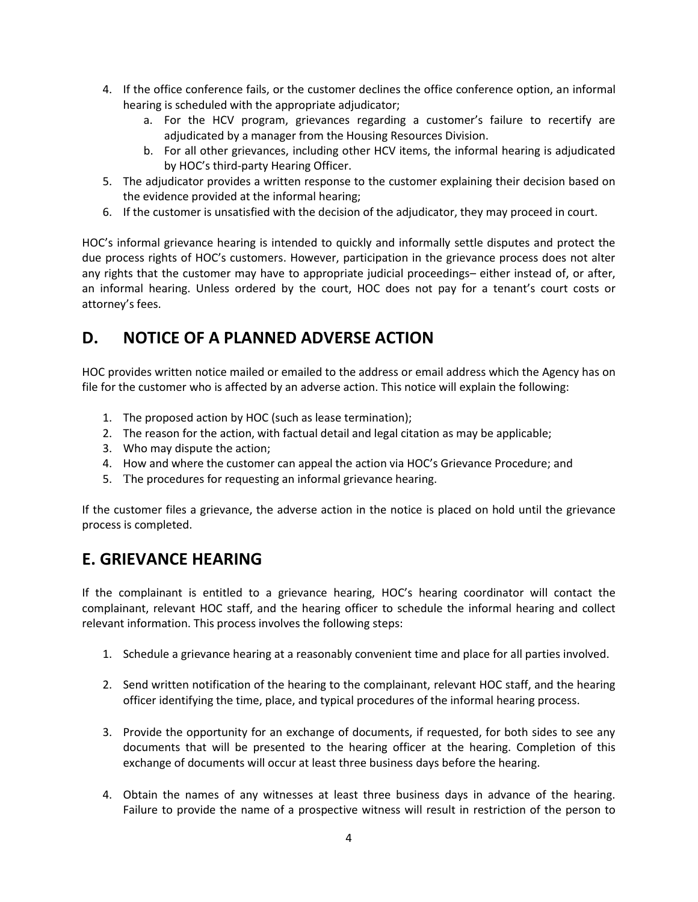4. If the office conference fails, or the customer declines the office conference option, an informal hearing is scheduled with the appropriate adjudicator;
    a. For the HCV program, grievances regarding a customer's failure to recertify are adjudicated by a manager from the Housing Resources Division.
    b. For all other grievances, including other HCV items, the informal hearing is adjudicated by HOC's third-party Hearing Officer.
5. The adjudicator provides a written response to the customer explaining their decision based on the evidence provided at the informal hearing;
6. If the customer is unsatisfied with the decision of the adjudicator, they may proceed in court.

HOC's informal grievance hearing is intended to quickly and informally settle disputes and protect the due process rights of HOC's customers. However, participation in the grievance process does not alter any rights that the customer may have to appropriate judicial proceedings– either instead of, or after, an informal hearing. Unless ordered by the court, HOC does not pay for a tenant's court costs or attorney's fees.

## D. NOTICE OF A PLANNED ADVERSE ACTION

HOC provides written notice mailed or emailed to the address or email address which the Agency has on file for the customer who is affected by an adverse action. This notice will explain the following:

1. The proposed action by HOC (such as lease termination);
2. The reason for the action, with factual detail and legal citation as may be applicable;
3. Who may dispute the action;
4. How and where the customer can appeal the action via HOC's Grievance Procedure; and
5. The procedures for requesting an informal grievance hearing.

If the customer files a grievance, the adverse action in the notice is placed on hold until the grievance process is completed.

## E. GRIEVANCE HEARING

If the complainant is entitled to a grievance hearing, HOC's hearing coordinator will contact the complainant, relevant HOC staff, and the hearing officer to schedule the informal hearing and collect relevant information. This process involves the following steps:

1. Schedule a grievance hearing at a reasonably convenient time and place for all parties involved.

2. Send written notification of the hearing to the complainant, relevant HOC staff, and the hearing officer identifying the time, place, and typical procedures of the informal hearing process.

3. Provide the opportunity for an exchange of documents, if requested, for both sides to see any documents that will be presented to the hearing officer at the hearing. Completion of this exchange of documents will occur at least three business days before the hearing.

4. Obtain the names of any witnesses at least three business days in advance of the hearing. Failure to provide the name of a prospective witness will result in restriction of the person to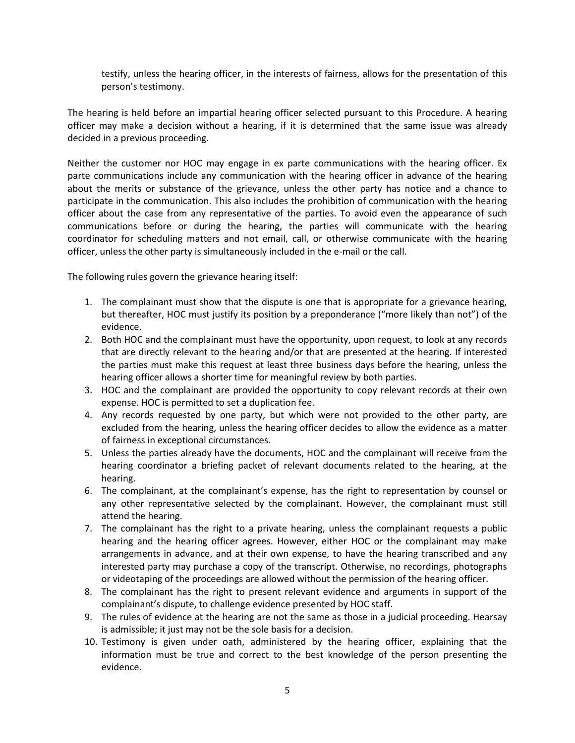testify, unless the hearing officer, in the interests of fairness, allows for the presentation of this person's testimony.

The hearing is held before an impartial hearing officer selected pursuant to this Procedure. A hearing officer may make a decision without a hearing, if it is determined that the same issue was already decided in a previous proceeding.

Neither the customer nor HOC may engage in ex parte communications with the hearing officer. Ex parte communications include any communication with the hearing officer in advance of the hearing about the merits or substance of the grievance, unless the other party has notice and a chance to participate in the communication. This also includes the prohibition of communication with the hearing officer about the case from any representative of the parties. To avoid even the appearance of such communications before or during the hearing, the parties will communicate with the hearing coordinator for scheduling matters and not email, call, or otherwise communicate with the hearing officer, unless the other party is simultaneously included in the e-mail or the call.

The following rules govern the grievance hearing itself:

1. The complainant must show that the dispute is one that is appropriate for a grievance hearing, but thereafter, HOC must justify its position by a preponderance ("more likely than not") of the evidence.
2. Both HOC and the complainant must have the opportunity, upon request, to look at any records that are directly relevant to the hearing and/or that are presented at the hearing. If interested the parties must make this request at least three business days before the hearing, unless the hearing officer allows a shorter time for meaningful review by both parties.
3. HOC and the complainant are provided the opportunity to copy relevant records at their own expense. HOC is permitted to set a duplication fee.
4. Any records requested by one party, but which were not provided to the other party, are excluded from the hearing, unless the hearing officer decides to allow the evidence as a matter of fairness in exceptional circumstances.
5. Unless the parties already have the documents, HOC and the complainant will receive from the hearing coordinator a briefing packet of relevant documents related to the hearing, at the hearing.
6. The complainant, at the complainant's expense, has the right to representation by counsel or any other representative selected by the complainant. However, the complainant must still attend the hearing.
7. The complainant has the right to a private hearing, unless the complainant requests a public hearing and the hearing officer agrees. However, either HOC or the complainant may make arrangements in advance, and at their own expense, to have the hearing transcribed and any interested party may purchase a copy of the transcript. Otherwise, no recordings, photographs or videotaping of the proceedings are allowed without the permission of the hearing officer.
8. The complainant has the right to present relevant evidence and arguments in support of the complainant's dispute, to challenge evidence presented by HOC staff.
9. The rules of evidence at the hearing are not the same as those in a judicial proceeding. Hearsay is admissible; it just may not be the sole basis for a decision.
10. Testimony is given under oath, administered by the hearing officer, explaining that the information must be true and correct to the best knowledge of the person presenting the evidence.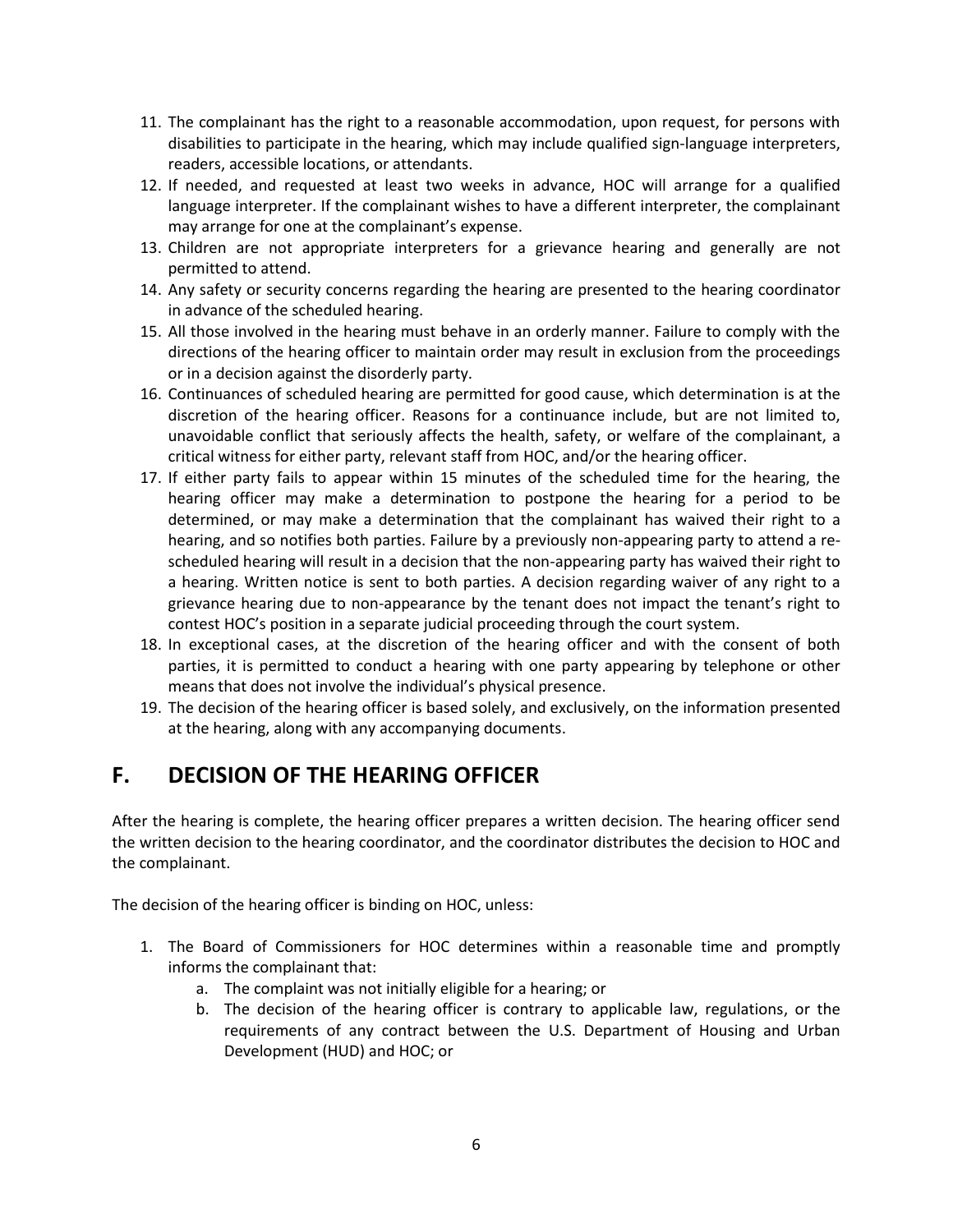11. The complainant has the right to a reasonable accommodation, upon request, for persons with disabilities to participate in the hearing, which may include qualified sign-language interpreters, readers, accessible locations, or attendants.
12. If needed, and requested at least two weeks in advance, HOC will arrange for a qualified language interpreter. If the complainant wishes to have a different interpreter, the complainant may arrange for one at the complainant's expense.
13. Children are not appropriate interpreters for a grievance hearing and generally are not permitted to attend.
14. Any safety or security concerns regarding the hearing are presented to the hearing coordinator in advance of the scheduled hearing.
15. All those involved in the hearing must behave in an orderly manner. Failure to comply with the directions of the hearing officer to maintain order may result in exclusion from the proceedings or in a decision against the disorderly party.
16. Continuances of scheduled hearing are permitted for good cause, which determination is at the discretion of the hearing officer. Reasons for a continuance include, but are not limited to, unavoidable conflict that seriously affects the health, safety, or welfare of the complainant, a critical witness for either party, relevant staff from HOC, and/or the hearing officer.
17. If either party fails to appear within 15 minutes of the scheduled time for the hearing, the hearing officer may make a determination to postpone the hearing for a period to be determined, or may make a determination that the complainant has waived their right to a hearing, and so notifies both parties. Failure by a previously non-appearing party to attend a re-scheduled hearing will result in a decision that the non-appearing party has waived their right to a hearing. Written notice is sent to both parties. A decision regarding waiver of any right to a grievance hearing due to non-appearance by the tenant does not impact the tenant's right to contest HOC's position in a separate judicial proceeding through the court system.
18. In exceptional cases, at the discretion of the hearing officer and with the consent of both parties, it is permitted to conduct a hearing with one party appearing by telephone or other means that does not involve the individual's physical presence.
19. The decision of the hearing officer is based solely, and exclusively, on the information presented at the hearing, along with any accompanying documents.

## F. DECISION OF THE HEARING OFFICER

After the hearing is complete, the hearing officer prepares a written decision. The hearing officer send the written decision to the hearing coordinator, and the coordinator distributes the decision to HOC and the complainant.

The decision of the hearing officer is binding on HOC, unless:

1. The Board of Commissioners for HOC determines within a reasonable time and promptly informs the complainant that:
   a. The complaint was not initially eligible for a hearing; or
   b. The decision of the hearing officer is contrary to applicable law, regulations, or the requirements of any contract between the U.S. Department of Housing and Urban Development (HUD) and HOC; or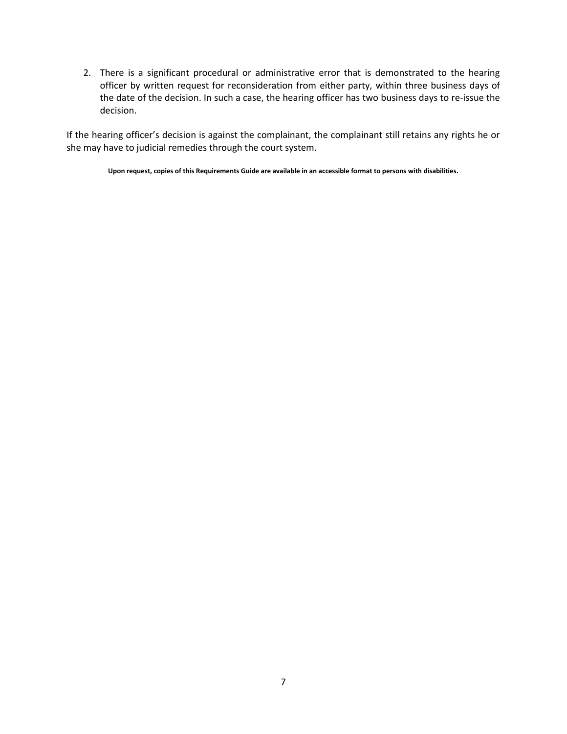2. There is a significant procedural or administrative error that is demonstrated to the hearing officer by written request for reconsideration from either party, within three business days of the date of the decision. In such a case, the hearing officer has two business days to re-issue the decision.

If the hearing officer's decision is against the complainant, the complainant still retains any rights he or she may have to judicial remedies through the court system.

**Upon request, copies of this Requirements Guide are available in an accessible format to persons with disabilities.**